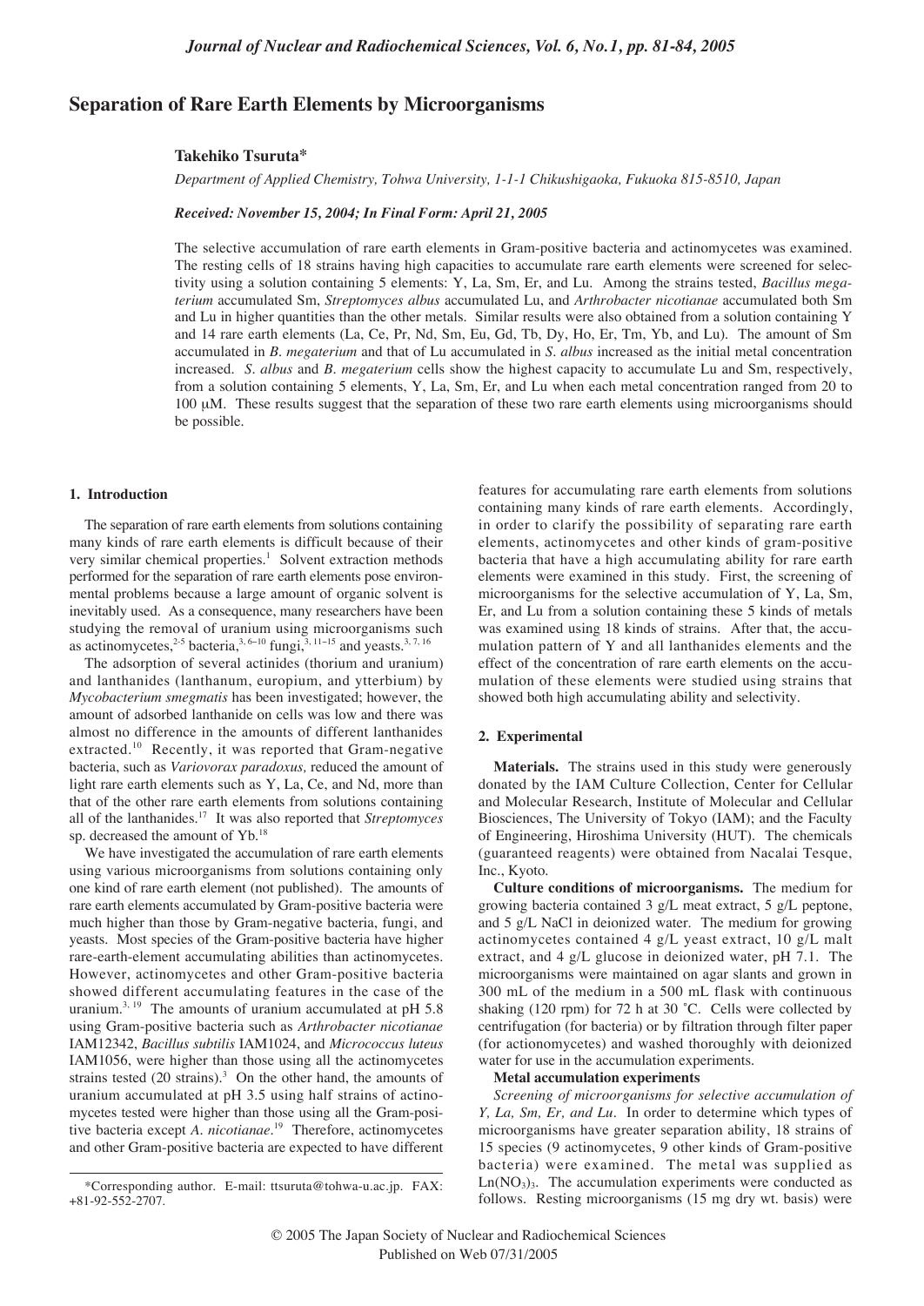# Separation of Rare Earth Elements by Microorganisms

**Takehiko Tsuruta***

*Department of Applied Chemistry, Tohwa University, 1-1-1 Chikushigaoka, Fukuoka 815-8510, Japan*

***Received: November 15, 2004; In Final Form: April 21, 2005***

The selective accumulation of rare earth elements in Gram-positive bacteria and actinomycetes was examined. The resting cells of 18 strains having high capacities to accumulate rare earth elements were screened for selectivity using a solution containing 5 elements: Y, La, Sm, Er, and Lu. Among the strains tested, *Bacillus megaterium* accumulated Sm, *Streptomyces albus* accumulated Lu, and *Arthrobacter nicotianae* accumulated both Sm and Lu in higher quantities than the other metals. Similar results were also obtained from a solution containing Y and 14 rare earth elements (La, Ce, Pr, Nd, Sm, Eu, Gd, Tb, Dy, Ho, Er, Tm, Yb, and Lu). The amount of Sm accumulated in *B. megaterium* and that of Lu accumulated in *S. albus* increased as the initial metal concentration increased. *S. albus* and *B. megaterium* cells show the highest capacity to accumulate Lu and Sm, respectively, from a solution containing 5 elements, Y, La, Sm, Er, and Lu when each metal concentration ranged from 20 to 100 μM. These results suggest that the separation of these two rare earth elements using microorganisms should be possible.

## 1. Introduction

The separation of rare earth elements from solutions containing many kinds of rare earth elements is difficult because of their very similar chemical properties.[1] Solvent extraction methods performed for the separation of rare earth elements pose environmental problems because a large amount of organic solvent is inevitably used. As a consequence, many researchers have been studying the removal of uranium using microorganisms such as actinomycetes,[2-5] bacteria,[3, 6-10] fungi,[3, 11-15] and yeasts.[3, 7, 16]

The adsorption of several actinides (thorium and uranium) and lanthanides (lanthanum, europium, and ytterbium) by *Mycobacterium smegmatis* has been investigated; however, the amount of adsorbed lanthanide on cells was low and there was almost no difference in the amounts of different lanthanides extracted.[10] Recently, it was reported that Gram-negative bacteria, such as *Variovorax paradoxus,* reduced the amount of light rare earth elements such as Y, La, Ce, and Nd, more than that of the other rare earth elements from solutions containing all of the lanthanides.[17] It was also reported that *Streptomyces* sp. decreased the amount of Yb.[18]

We have investigated the accumulation of rare earth elements using various microorganisms from solutions containing only one kind of rare earth element (not published). The amounts of rare earth elements accumulated by Gram-positive bacteria were much higher than those by Gram-negative bacteria, fungi, and yeasts. Most species of the Gram-positive bacteria have higher rare-earth-element accumulating abilities than actinomycetes. However, actinomycetes and other Gram-positive bacteria showed different accumulating features in the case of the uranium.[3, 19] The amounts of uranium accumulated at pH 5.8 using Gram-positive bacteria such as *Arthrobacter nicotianae* IAM12342, *Bacillus subtilis* IAM1024, and *Micrococcus luteus* IAM1056, were higher than those using all the actinomycetes strains tested (20 strains).[3] On the other hand, the amounts of uranium accumulated at pH 3.5 using half strains of actinomycetes tested were higher than those using all the Gram-positive bacteria except *A. nicotianae*.[19] Therefore, actinomycetes and other Gram-positive bacteria are expected to have different features for accumulating rare earth elements from solutions containing many kinds of rare earth elements. Accordingly, in order to clarify the possibility of separating rare earth elements, actinomycetes and other kinds of gram-positive bacteria that have a high accumulating ability for rare earth elements were examined in this study. First, the screening of microorganisms for the selective accumulation of Y, La, Sm, Er, and Lu from a solution containing these 5 kinds of metals was examined using 18 kinds of strains. After that, the accumulation pattern of Y and all lanthanides elements and the effect of the concentration of rare earth elements on the accumulation of these elements were studied using strains that showed both high accumulating ability and selectivity.

## 2. Experimental

**Materials.** The strains used in this study were generously donated by the IAM Culture Collection, Center for Cellular and Molecular Research, Institute of Molecular and Cellular Biosciences, The University of Tokyo (IAM); and the Faculty of Engineering, Hiroshima University (HUT). The chemicals (guaranteed reagents) were obtained from Nacalai Tesque, Inc., Kyoto.

**Culture conditions of microorganisms.** The medium for growing bacteria contained 3 g/L meat extract, 5 g/L peptone, and 5 g/L NaCl in deionized water. The medium for growing actinomycetes contained 4 g/L yeast extract, 10 g/L malt extract, and 4 g/L glucose in deionized water, pH 7.1. The microorganisms were maintained on agar slants and grown in 300 mL of the medium in a 500 mL flask with continuous shaking (120 rpm) for 72 h at 30 ˚C. Cells were collected by centrifugation (for bacteria) or by filtration through filter paper (for actionomycetes) and washed thoroughly with deionized water for use in the accumulation experiments.

**Metal accumulation experiments**

*Screening of microorganisms for selective accumulation of Y, La, Sm, Er, and Lu.* In order to determine which types of microorganisms have greater separation ability, 18 strains of 15 species (9 actinomycetes, 9 other kinds of Gram-positive bacteria) were examined. The metal was supplied as $Ln(NO_3)_3$. The accumulation experiments were conducted as follows. Resting microorganisms (15 mg dry wt. basis) were

*Corresponding author. E-mail: ttsuruta@tohwa-u.ac.jp. FAX: +81-92-552-2707.

© 2005 The Japan Society of Nuclear and Radiochemical Sciences
Published on Web 07/31/2005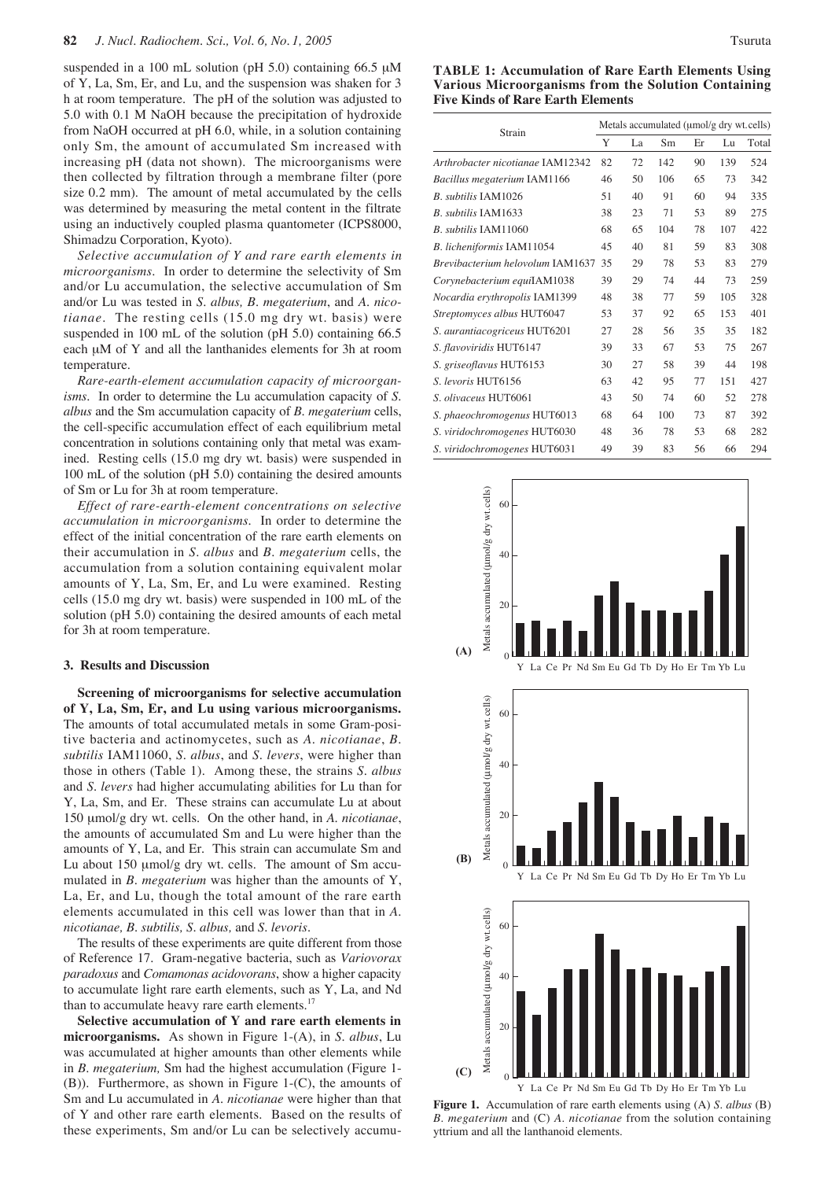suspended in a 100 mL solution (pH 5.0) containing 66.5 μM of Y, La, Sm, Er, and Lu, and the suspension was shaken for 3 h at room temperature. The pH of the solution was adjusted to 5.0 with 0.1 M NaOH because the precipitation of hydroxide from NaOH occurred at pH 6.0, while, in a solution containing only Sm, the amount of accumulated Sm increased with increasing pH (data not shown). The microorganisms were then collected by filtration through a membrane filter (pore size 0.2 mm). The amount of metal accumulated by the cells was determined by measuring the metal content in the filtrate using an inductively coupled plasma quantometer (ICPS8000, Shimadzu Corporation, Kyoto).

*Selective accumulation of Y and rare earth elements in microorganisms.* In order to determine the selectivity of Sm and/or Lu accumulation, the selective accumulation of Sm and/or Lu was tested in *S. albus, B. megaterium*, and *A. nicotianae*. The resting cells (15.0 mg dry wt. basis) were suspended in 100 mL of the solution (pH 5.0) containing 66.5 each μM of Y and all the lanthanides elements for 3h at room temperature.

*Rare-earth-element accumulation capacity of microorganisms.* In order to determine the Lu accumulation capacity of *S. albus* and the Sm accumulation capacity of *B. megaterium* cells, the cell-specific accumulation effect of each equilibrium metal concentration in solutions containing only that metal was examined. Resting cells (15.0 mg dry wt. basis) were suspended in 100 mL of the solution (pH 5.0) containing the desired amounts of Sm or Lu for 3h at room temperature.

*Effect of rare-earth-element concentrations on selective accumulation in microorganisms.* In order to determine the effect of the initial concentration of the rare earth elements on their accumulation in *S. albus* and *B. megaterium* cells, the accumulation from a solution containing equivalent molar amounts of Y, La, Sm, Er, and Lu were examined. Resting cells (15.0 mg dry wt. basis) were suspended in 100 mL of the solution (pH 5.0) containing the desired amounts of each metal for 3h at room temperature.

## 3. Results and Discussion

**Screening of microorganisms for selective accumulation of Y, La, Sm, Er, and Lu using various microorganisms.** The amounts of total accumulated metals in some Gram-positive bacteria and actinomycetes, such as *A. nicotianae*, *B. subtilis* IAM11060, *S. albus*, and *S. levers*, were higher than those in others (Table 1). Among these, the strains *S. albus* and *S. levers* had higher accumulating abilities for Lu than for Y, La, Sm, and Er. These strains can accumulate Lu at about 150 μmol/g dry wt. cells. On the other hand, in *A. nicotianae*, the amounts of accumulated Sm and Lu were higher than the amounts of Y, La, and Er. This strain can accumulate Sm and Lu about 150 μmol/g dry wt. cells. The amount of Sm accumulated in *B. megaterium* was higher than the amounts of Y, La, Er, and Lu, though the total amount of the rare earth elements accumulated in this cell was lower than that in *A. nicotianae, B. subtilis, S. albus,* and *S. levoris*.

The results of these experiments are quite different from those of Reference 17. Gram-negative bacteria, such as *Variovorax paradoxus* and *Comamonas acidovorans*, show a higher capacity to accumulate light rare earth elements, such as Y, La, and Nd than to accumulate heavy rare earth elements.[17]

**Selective accumulation of Y and rare earth elements in microorganisms.** As shown in Figure 1-(A), in *S. albus*, Lu was accumulated at higher amounts than other elements while in *B. megaterium,* Sm had the highest accumulation (Figure 1-(B)). Furthermore, as shown in Figure 1-(C), the amounts of Sm and Lu accumulated in *A. nicotianae* were higher than that of Y and other rare earth elements. Based on the results of these experiments, Sm and/or Lu can be selectively accumu-

**TABLE 1: Accumulation of Rare Earth Elements Using Various Microorganisms from the Solution Containing Five Kinds of Rare Earth Elements**

| Strain | Metals accumulated (μmol/g dry wt.cells) | | | | | |
|---|---|---|---|---|---|---|
| | Y | La | Sm | Er | Lu | Total |
| *Arthrobacter nicotianae* IAM12342 | 82 | 72 | 142 | 90 | 139 | 524 |
| *Bacillus megaterium* IAM1166 | 46 | 50 | 106 | 65 | 73 | 342 |
| *B. subtilis* IAM1026 | 51 | 40 | 91 | 60 | 94 | 335 |
| *B. subtilis* IAM1633 | 38 | 23 | 71 | 53 | 89 | 275 |
| *B. subtilis* IAM11060 | 68 | 65 | 104 | 78 | 107 | 422 |
| *B. licheniformis* IAM11054 | 45 | 40 | 81 | 59 | 83 | 308 |
| *Brevibacterium helovolum* IAM1637 | 35 | 29 | 78 | 53 | 83 | 279 |
| *Corynebacterium equi*IAM1038 | 39 | 29 | 74 | 44 | 73 | 259 |
| *Nocardia erythropolis* IAM1399 | 48 | 38 | 77 | 59 | 105 | 328 |
| *Streptomyces albus* HUT6047 | 53 | 37 | 92 | 65 | 153 | 401 |
| *S. aurantiacogriceus* HUT6201 | 27 | 28 | 56 | 35 | 35 | 182 |
| *S. flavoviridis* HUT6147 | 39 | 33 | 67 | 53 | 75 | 267 |
| *S. griseoflavus* HUT6153 | 30 | 27 | 58 | 39 | 44 | 198 |
| *S. levoris* HUT6156 | 63 | 42 | 95 | 77 | 151 | 427 |
| *S. olivaceus* HUT6061 | 43 | 50 | 74 | 60 | 52 | 278 |
| *S. phaeochromogenus* HUT6013 | 68 | 64 | 100 | 73 | 87 | 392 |
| *S. viridochromogenes* HUT6030 | 48 | 36 | 78 | 53 | 68 | 282 |
| *S. viridochromogenes* HUT6031 | 49 | 39 | 83 | 56 | 66 | 294 |

**Figure 1.** Accumulation of rare earth elements using (A) *S. albus* (B) *B. megaterium* and (C) *A. nicotianae* from the solution containing yttrium and all the lanthanoid elements.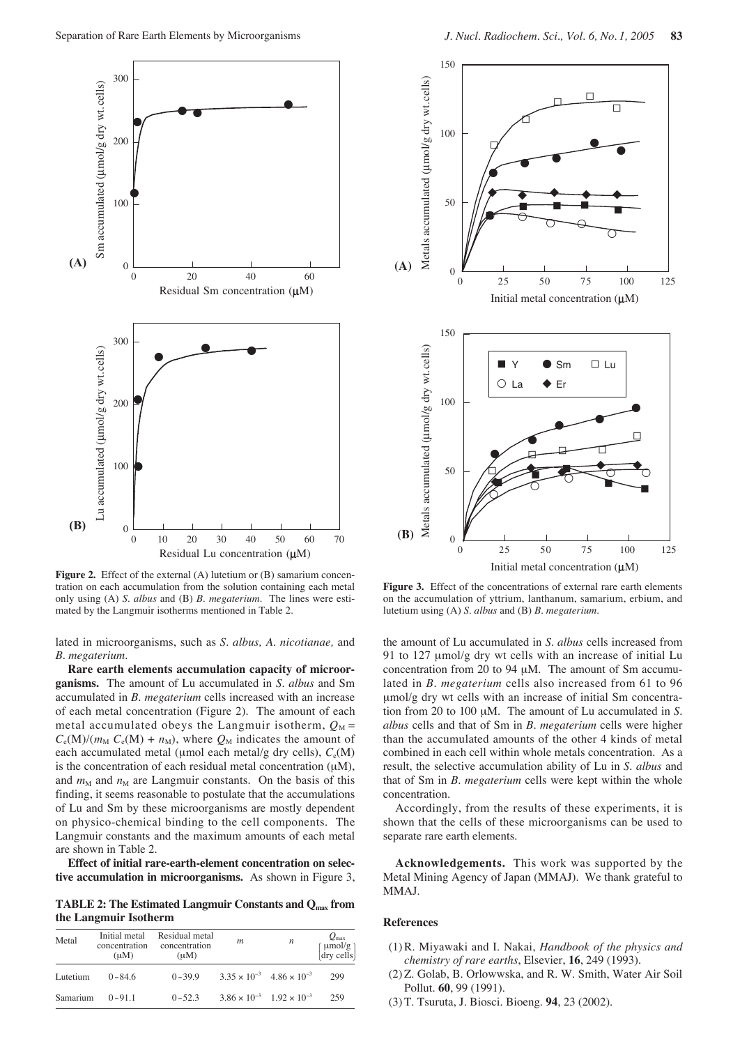**Figure 2.** Effect of the external (A) lutetium or (B) samarium concentration on each accumulation from the solution containing each metal only using (A) *S. albus* and (B) *B. megaterium*. The lines were estimated by the Langmuir isotherms mentioned in Table 2.

**Figure 3.** Effect of the concentrations of external rare earth elements on the accumulation of yttrium, lanthanum, samarium, erbium, and lutetium using (A) *S. albus* and (B) *B. megaterium*.

lated in microorganisms, such as *S. albus, A. nicotianae,* and *B. megaterium.*

**Rare earth elements accumulation capacity of microorganisms.** The amount of Lu accumulated in *S. albus* and Sm accumulated in *B. megaterium* cells increased with an increase of each metal concentration (Figure 2). The amount of each metal accumulated obeys the Langmuir isotherm, $Q_M = C_e(M)/(m_M\, C_e(M) + n_M)$, where $Q_M$ indicates the amount of each accumulated metal (μmol each metal/g dry cells), $C_e(M)$ is the concentration of each residual metal concentration (μM), and $m_M$ and $n_M$ are Langmuir constants. On the basis of this finding, it seems reasonable to postulate that the accumulations of Lu and Sm by these microorganisms are mostly dependent on physico-chemical binding to the cell components. The Langmuir constants and the maximum amounts of each metal are shown in Table 2.

**Effect of initial rare-earth-element concentration on selective accumulation in microorganisms.** As shown in Figure 3, the amount of Lu accumulated in *S. albus* cells increased from 91 to 127 μmol/g dry wt cells with an increase of initial Lu concentration from 20 to 94 μM. The amount of Sm accumulated in *B. megaterium* cells also increased from 61 to 96 μmol/g dry wt cells with an increase of initial Sm concentration from 20 to 100 μM. The amount of Lu accumulated in *S. albus* cells and that of Sm in *B. megaterium* cells were higher than the accumulated amounts of the other 4 kinds of metal combined in each cell within whole metals concentration. As a result, the selective accumulation ability of Lu in *S. albus* and that of Sm in *B. megaterium* cells were kept within the whole concentration.

**TABLE 2: The Estimated Langmuir Constants and $Q_{max}$ from the Langmuir Isotherm**

| Metal | Initial metal concentration (μM) | Residual metal concentration (μM) | $m$ | $n$ | $Q_{max}$ (μmol/g dry cells) |
|---|---|---|---|---|---|
| Lutetium | 0–84.6 | 0–39.9 | $3.35 \times 10^{-3}$ | $4.86 \times 10^{-3}$ | 299 |
| Samarium | 0–91.1 | 0–52.3 | $3.86 \times 10^{-3}$ | $1.92 \times 10^{-3}$ | 259 |

Accordingly, from the results of these experiments, it is shown that the cells of these microorganisms can be used to separate rare earth elements.

**Acknowledgements.** This work was supported by the Metal Mining Agency of Japan (MMAJ). We thank grateful to MMAJ.

## References

(1) R. Miyawaki and I. Nakai, *Handbook of the physics and chemistry of rare earths*, Elsevier, **16**, 249 (1993).

(2) Z. Golab, B. Orlowwska, and R. W. Smith, Water Air Soil Pollut. **60**, 99 (1991).

(3) T. Tsuruta, J. Biosci. Bioeng. **94**, 23 (2002).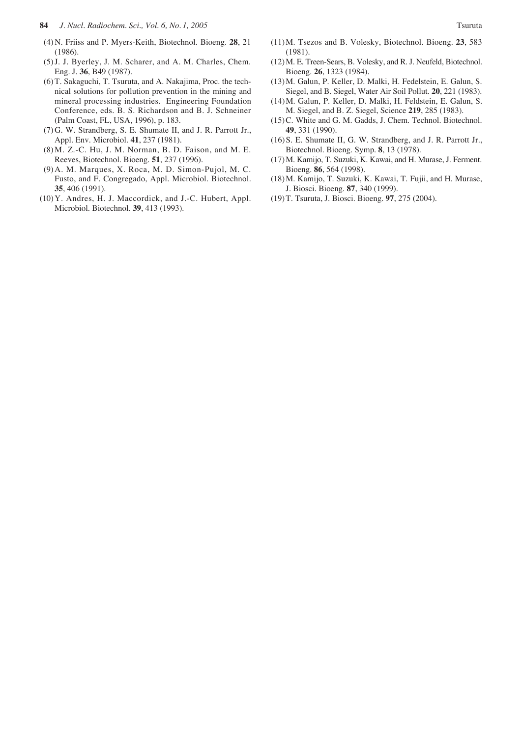(4) N. Friiss and P. Myers-Keith, Biotechnol. Bioeng. **28**, 21 (1986).

(5) J. J. Byerley, J. M. Scharer, and A. M. Charles, Chem. Eng. J. **36**, B49 (1987).

(6) T. Sakaguchi, T. Tsuruta, and A. Nakajima, Proc. the technical solutions for pollution prevention in the mining and mineral processing industries. Engineering Foundation Conference, eds. B. S. Richardson and B. J. Schneiner (Palm Coast, FL, USA, 1996), p. 183.

(7) G. W. Strandberg, S. E. Shumate II, and J. R. Parrott Jr., Appl. Env. Microbiol. **41**, 237 (1981).

(8) M. Z.-C. Hu, J. M. Norman, B. D. Faison, and M. E. Reeves, Biotechnol. Bioeng. **51**, 237 (1996).

(9) A. M. Marques, X. Roca, M. D. Simon-Pujol, M. C. Fusto, and F. Congregado, Appl. Microbiol. Biotechnol. **35**, 406 (1991).

(10) Y. Andres, H. J. Maccordick, and J.-C. Hubert, Appl. Microbiol. Biotechnol. **39**, 413 (1993).

(11) M. Tsezos and B. Volesky, Biotechnol. Bioeng. **23**, 583 (1981).

(12) M. E. Treen-Sears, B. Volesky, and R. J. Neufeld, Biotechnol. Bioeng. **26**, 1323 (1984).

(13) M. Galun, P. Keller, D. Malki, H. Fedelstein, E. Galun, S. Siegel, and B. Siegel, Water Air Soil Pollut. **20**, 221 (1983).

(14) M. Galun, P. Keller, D. Malki, H. Feldstein, E. Galun, S. M. Siegel, and B. Z. Siegel, Science **219**, 285 (1983).

(15) C. White and G. M. Gadds, J. Chem. Technol. Biotechnol. **49**, 331 (1990).

(16) S. E. Shumate II, G. W. Strandberg, and J. R. Parrott Jr., Biotechnol. Bioeng. Symp. **8**, 13 (1978).

(17) M. Kamijo, T. Suzuki, K. Kawai, and H. Murase, J. Ferment. Bioeng. **86**, 564 (1998).

(18) M. Kamijo, T. Suzuki, K. Kawai, T. Fujii, and H. Murase, J. Biosci. Bioeng. **87**, 340 (1999).

(19) T. Tsuruta, J. Biosci. Bioeng. **97**, 275 (2004).